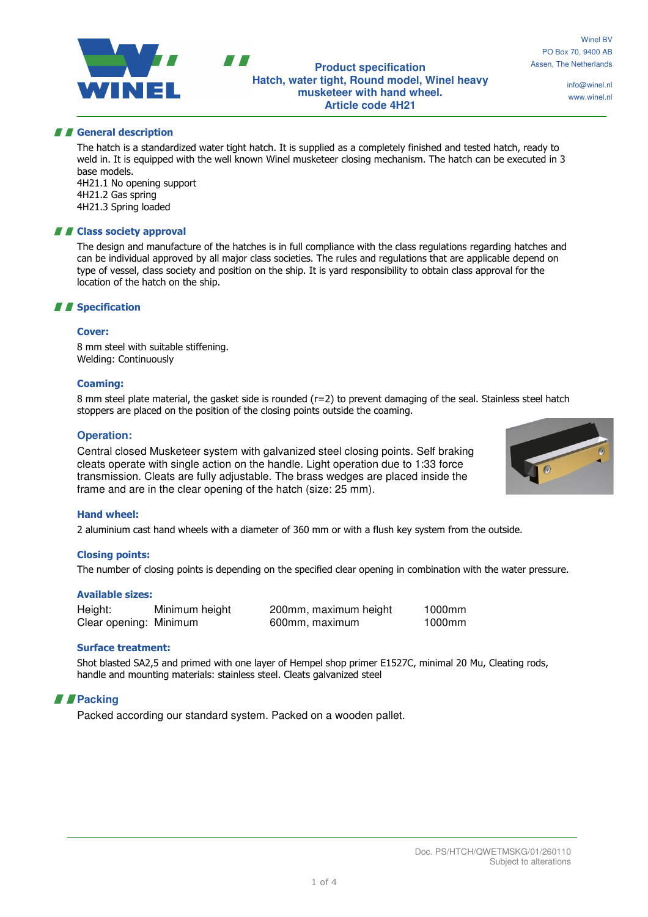Winel BV
PO Box 70, 9400 AB
Assen, The Netherlands

info@winel.nl
www.winel.nl

# Product specification
# Hatch, water tight, Round model, Winel heavy musketeer with hand wheel.
# Article code 4H21

## General description

The hatch is a standardized water tight hatch. It is supplied as a completely finished and tested hatch, ready to weld in. It is equipped with the well known Winel musketeer closing mechanism. The hatch can be executed in 3 base models.
4H21.1 No opening support
4H21.2 Gas spring
4H21.3 Spring loaded

## Class society approval

The design and manufacture of the hatches is in full compliance with the class regulations regarding hatches and can be individual approved by all major class societies. The rules and regulations that are applicable depend on type of vessel, class society and position on the ship. It is yard responsibility to obtain class approval for the location of the hatch on the ship.

## Specification

### Cover:

8 mm steel with suitable stiffening.
Welding: Continuously

### Coaming:

8 mm steel plate material, the gasket side is rounded (r=2) to prevent damaging of the seal. Stainless steel hatch stoppers are placed on the position of the closing points outside the coaming.

### Operation:

Central closed Musketeer system with galvanized steel closing points. Self braking cleats operate with single action on the handle. Light operation due to 1:33 force transmission. Cleats are fully adjustable. The brass wedges are placed inside the frame and are in the clear opening of the hatch (size: 25 mm).

### Hand wheel:

2 aluminium cast hand wheels with a diameter of 360 mm or with a flush key system from the outside.

### Closing points:

The number of closing points is depending on the specified clear opening in combination with the water pressure.

### Available sizes:

| | | | |
|---|---|---|---|
| Height: | Minimum height | 200mm, maximum height | 1000mm |
| Clear opening: | Minimum | 600mm, maximum | 1000mm |

### Surface treatment:

Shot blasted SA2,5 and primed with one layer of Hempel shop primer E1527C, minimal 20 Mu, Cleating rods, handle and mounting materials: stainless steel. Cleats galvanized steel

## Packing

Packed according our standard system. Packed on a wooden pallet.

Doc. PS/HTCH/QWETMSKG/01/260110
Subject to alterations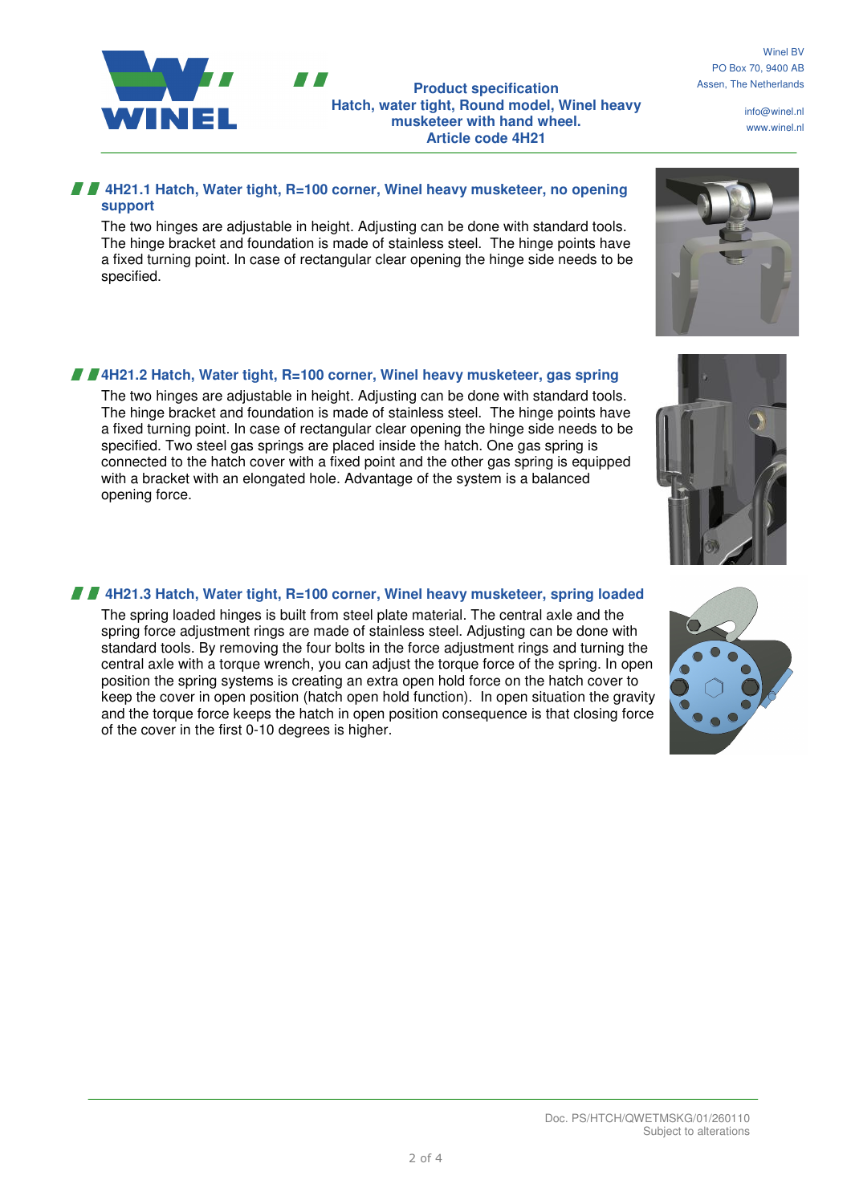## 4H21.1 Hatch, Water tight, R=100 corner, Winel heavy musketeer, no opening support

The two hinges are adjustable in height. Adjusting can be done with standard tools. The hinge bracket and foundation is made of stainless steel. The hinge points have a fixed turning point. In case of rectangular clear opening the hinge side needs to be specified.

## 4H21.2 Hatch, Water tight, R=100 corner, Winel heavy musketeer, gas spring

The two hinges are adjustable in height. Adjusting can be done with standard tools. The hinge bracket and foundation is made of stainless steel. The hinge points have a fixed turning point. In case of rectangular clear opening the hinge side needs to be specified. Two steel gas springs are placed inside the hatch. One gas spring is connected to the hatch cover with a fixed point and the other gas spring is equipped with a bracket with an elongated hole. Advantage of the system is a balanced opening force.

## 4H21.3 Hatch, Water tight, R=100 corner, Winel heavy musketeer, spring loaded

The spring loaded hinges is built from steel plate material. The central axle and the spring force adjustment rings are made of stainless steel. Adjusting can be done with standard tools. By removing the four bolts in the force adjustment rings and turning the central axle with a torque wrench, you can adjust the torque force of the spring. In open position the spring systems is creating an extra open hold force on the hatch cover to keep the cover in open position (hatch open hold function). In open situation the gravity and the torque force keeps the hatch in open position consequence is that closing force of the cover in the first 0-10 degrees is higher.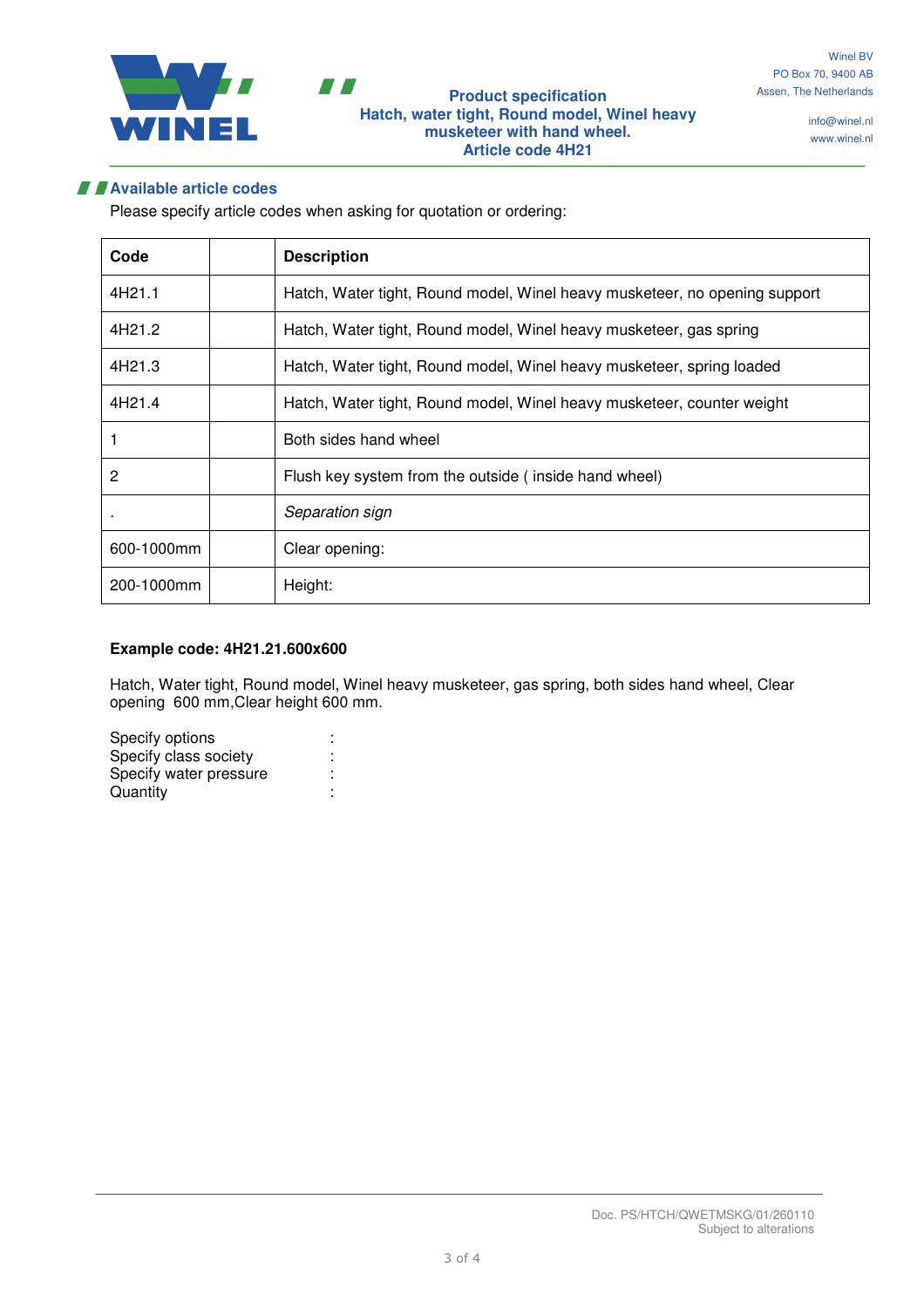## Available article codes

Please specify article codes when asking for quotation or ordering:

| Code | | Description |
|---|---|---|
| 4H21.1 | | Hatch, Water tight, Round model, Winel heavy musketeer, no opening support |
| 4H21.2 | | Hatch, Water tight, Round model, Winel heavy musketeer, gas spring |
| 4H21.3 | | Hatch, Water tight, Round model, Winel heavy musketeer, spring loaded |
| 4H21.4 | | Hatch, Water tight, Round model, Winel heavy musketeer, counter weight |
| 1 | | Both sides hand wheel |
| 2 | | Flush key system from the outside ( inside hand wheel) |
| . | | *Separation sign* |
| 600-1000mm | | Clear opening: |
| 200-1000mm | | Height: |

**Example code: 4H21.21.600x600**

Hatch, Water tight, Round model, Winel heavy musketeer, gas spring, both sides hand wheel, Clear opening 600 mm,Clear height 600 mm.

Specify options :
Specify class society :
Specify water pressure :
Quantity :

Doc. PS/HTCH/QWETMSKG/01/260110
Subject to alterations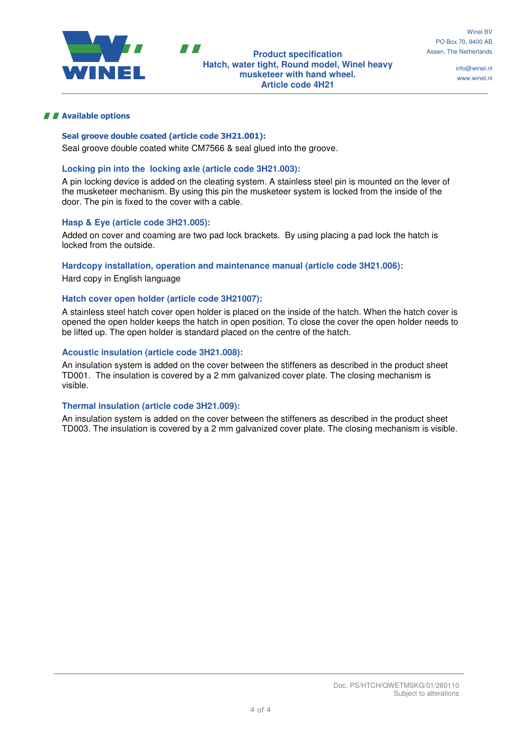## Available options

### Seal groove double coated (article code 3H21.001):

Seal groove double coated white CM7566 & seal glued into the groove.

### Locking pin into the  locking axle (article code 3H21.003):

A pin locking device is added on the cleating system. A stainless steel pin is mounted on the lever of the musketeer mechanism. By using this pin the musketeer system is locked from the inside of the door. The pin is fixed to the cover with a cable.

### Hasp & Eye (article code 3H21.005):

Added on cover and coaming are two pad lock brackets.  By using placing a pad lock the hatch is locked from the outside.

### Hardcopy installation, operation and maintenance manual (article code 3H21.006):

Hard copy in English language

### Hatch cover open holder (article code 3H21007):

A stainless steel hatch cover open holder is placed on the inside of the hatch. When the hatch cover is opened the open holder keeps the hatch in open position. To close the cover the open holder needs to be lifted up. The open holder is standard placed on the centre of the hatch.

### Acoustic insulation (article code 3H21.008):

An insulation system is added on the cover between the stiffeners as described in the product sheet TD001.  The insulation is covered by a 2 mm galvanized cover plate. The closing mechanism is visible.

### Thermal insulation (article code 3H21.009):

An insulation system is added on the cover between the stiffeners as described in the product sheet TD003. The insulation is covered by a 2 mm galvanized cover plate. The closing mechanism is visible.